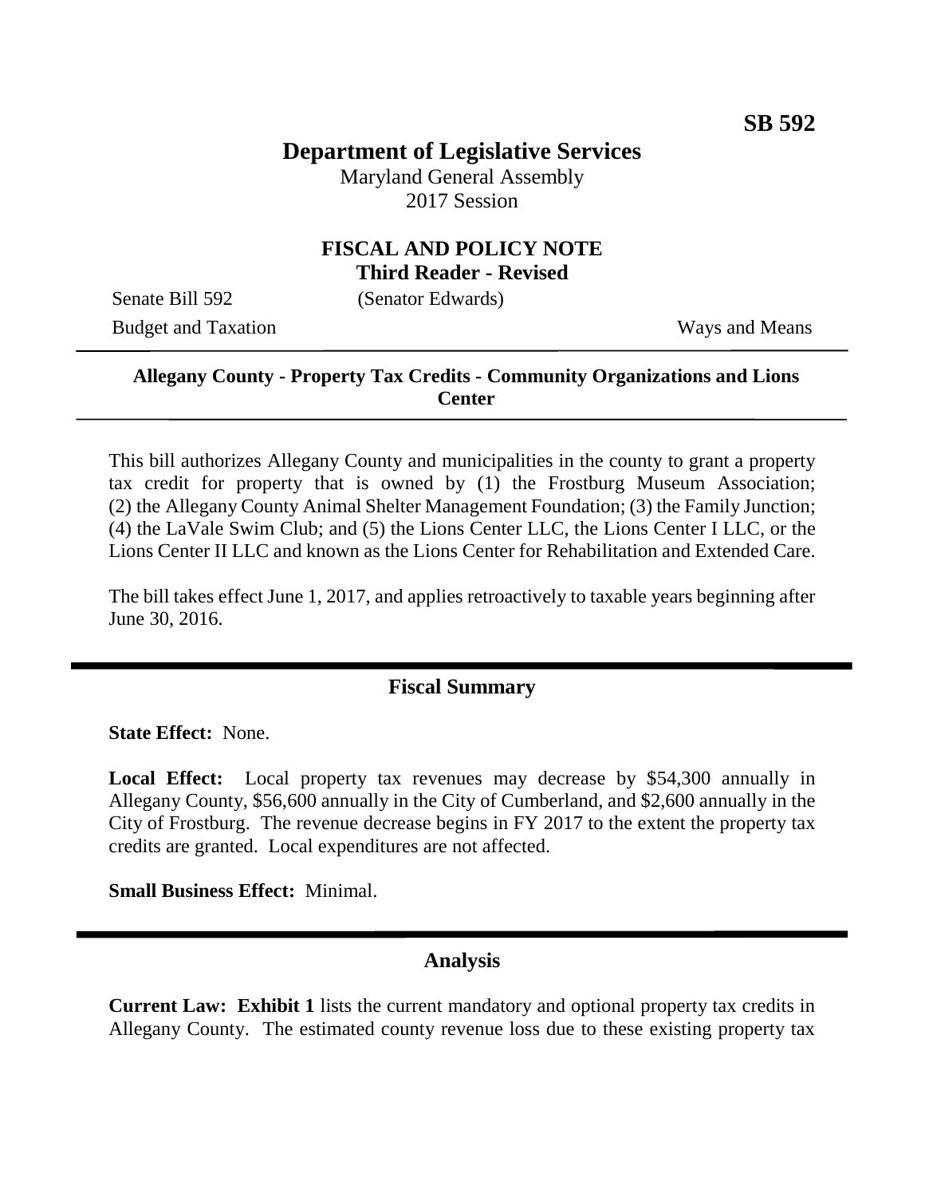**SB 592**

# Department of Legislative Services

Maryland General Assembly
2017 Session

## FISCAL AND POLICY NOTE
**Third Reader - Revised**

Senate Bill 592 (Senator Edwards)
Budget and Taxation Ways and Means

---

**Allegany County - Property Tax Credits - Community Organizations and Lions Center**

---

This bill authorizes Allegany County and municipalities in the county to grant a property tax credit for property that is owned by (1) the Frostburg Museum Association; (2) the Allegany County Animal Shelter Management Foundation; (3) the Family Junction; (4) the LaVale Swim Club; and (5) the Lions Center LLC, the Lions Center I LLC, or the Lions Center II LLC and known as the Lions Center for Rehabilitation and Extended Care.

The bill takes effect June 1, 2017, and applies retroactively to taxable years beginning after June 30, 2016.

---

## Fiscal Summary

**State Effect:** None.

**Local Effect:** Local property tax revenues may decrease by $54,300 annually in Allegany County, $56,600 annually in the City of Cumberland, and $2,600 annually in the City of Frostburg. The revenue decrease begins in FY 2017 to the extent the property tax credits are granted. Local expenditures are not affected.

**Small Business Effect:** Minimal.

---

## Analysis

**Current Law: Exhibit 1** lists the current mandatory and optional property tax credits in Allegany County. The estimated county revenue loss due to these existing property tax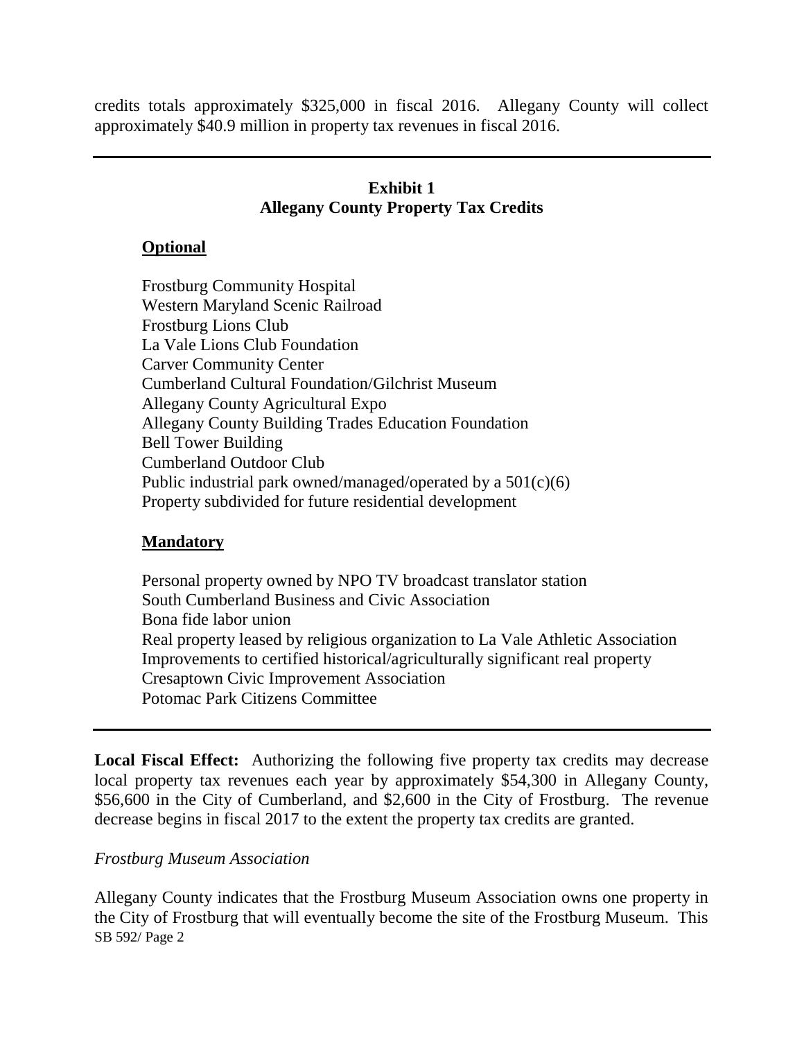credits totals approximately $325,000 in fiscal 2016. Allegany County will collect approximately $40.9 million in property tax revenues in fiscal 2016.

---

**Exhibit 1**
**Allegany County Property Tax Credits**

**Optional**

Frostburg Community Hospital
Western Maryland Scenic Railroad
Frostburg Lions Club
La Vale Lions Club Foundation
Carver Community Center
Cumberland Cultural Foundation/Gilchrist Museum
Allegany County Agricultural Expo
Allegany County Building Trades Education Foundation
Bell Tower Building
Cumberland Outdoor Club
Public industrial park owned/managed/operated by a 501(c)(6)
Property subdivided for future residential development

**Mandatory**

Personal property owned by NPO TV broadcast translator station
South Cumberland Business and Civic Association
Bona fide labor union
Real property leased by religious organization to La Vale Athletic Association
Improvements to certified historical/agriculturally significant real property
Cresaptown Civic Improvement Association
Potomac Park Citizens Committee

---

**Local Fiscal Effect:** Authorizing the following five property tax credits may decrease local property tax revenues each year by approximately $54,300 in Allegany County, $56,600 in the City of Cumberland, and $2,600 in the City of Frostburg. The revenue decrease begins in fiscal 2017 to the extent the property tax credits are granted.

*Frostburg Museum Association*

Allegany County indicates that the Frostburg Museum Association owns one property in the City of Frostburg that will eventually become the site of the Frostburg Museum. This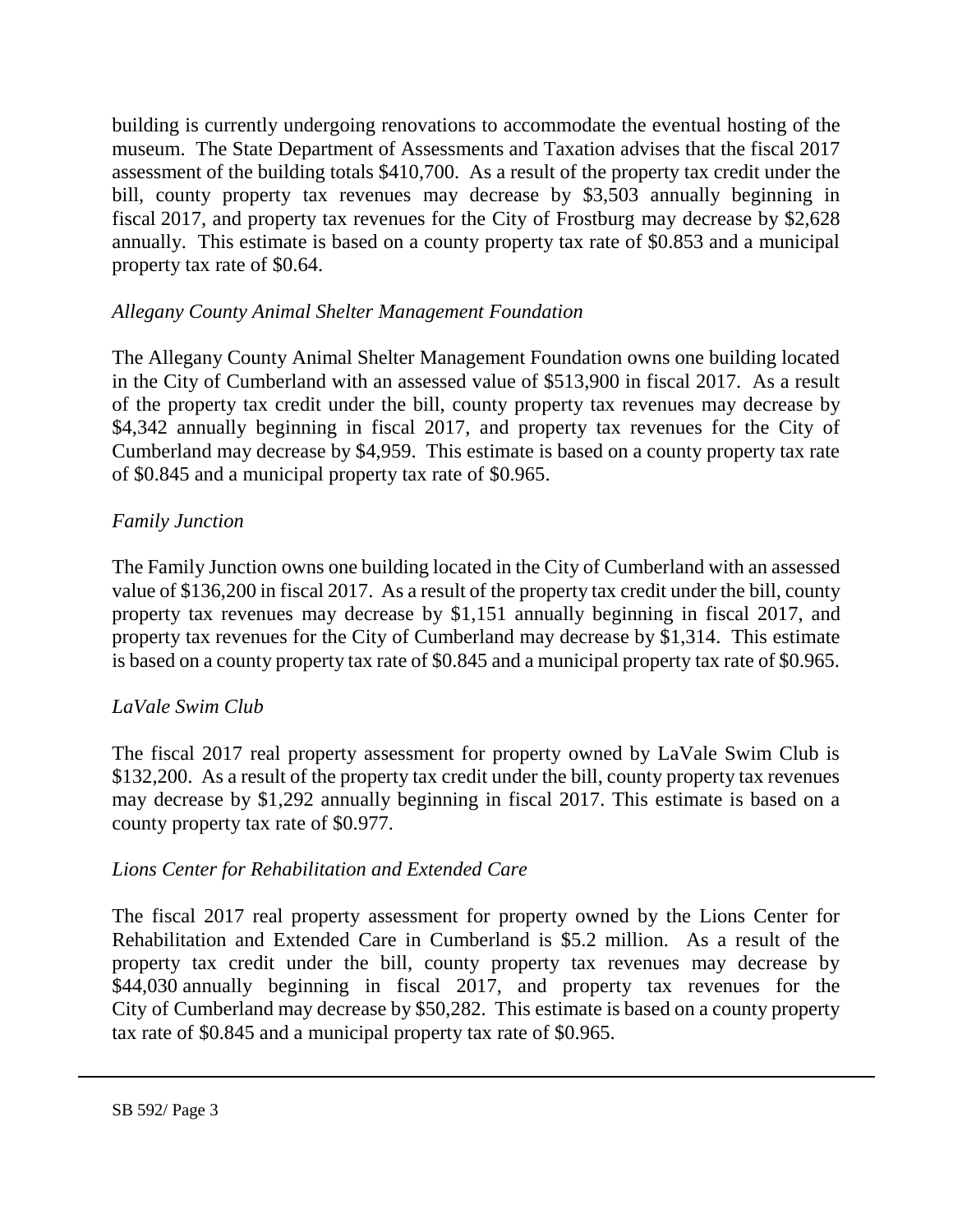building is currently undergoing renovations to accommodate the eventual hosting of the museum. The State Department of Assessments and Taxation advises that the fiscal 2017 assessment of the building totals $410,700. As a result of the property tax credit under the bill, county property tax revenues may decrease by $3,503 annually beginning in fiscal 2017, and property tax revenues for the City of Frostburg may decrease by $2,628 annually. This estimate is based on a county property tax rate of $0.853 and a municipal property tax rate of $0.64.

*Allegany County Animal Shelter Management Foundation*

The Allegany County Animal Shelter Management Foundation owns one building located in the City of Cumberland with an assessed value of $513,900 in fiscal 2017. As a result of the property tax credit under the bill, county property tax revenues may decrease by $4,342 annually beginning in fiscal 2017, and property tax revenues for the City of Cumberland may decrease by $4,959. This estimate is based on a county property tax rate of $0.845 and a municipal property tax rate of $0.965.

*Family Junction*

The Family Junction owns one building located in the City of Cumberland with an assessed value of $136,200 in fiscal 2017. As a result of the property tax credit under the bill, county property tax revenues may decrease by $1,151 annually beginning in fiscal 2017, and property tax revenues for the City of Cumberland may decrease by $1,314. This estimate is based on a county property tax rate of $0.845 and a municipal property tax rate of $0.965.

*LaVale Swim Club*

The fiscal 2017 real property assessment for property owned by LaVale Swim Club is $132,200. As a result of the property tax credit under the bill, county property tax revenues may decrease by $1,292 annually beginning in fiscal 2017. This estimate is based on a county property tax rate of $0.977.

*Lions Center for Rehabilitation and Extended Care*

The fiscal 2017 real property assessment for property owned by the Lions Center for Rehabilitation and Extended Care in Cumberland is $5.2 million. As a result of the property tax credit under the bill, county property tax revenues may decrease by $44,030 annually beginning in fiscal 2017, and property tax revenues for the City of Cumberland may decrease by $50,282. This estimate is based on a county property tax rate of $0.845 and a municipal property tax rate of $0.965.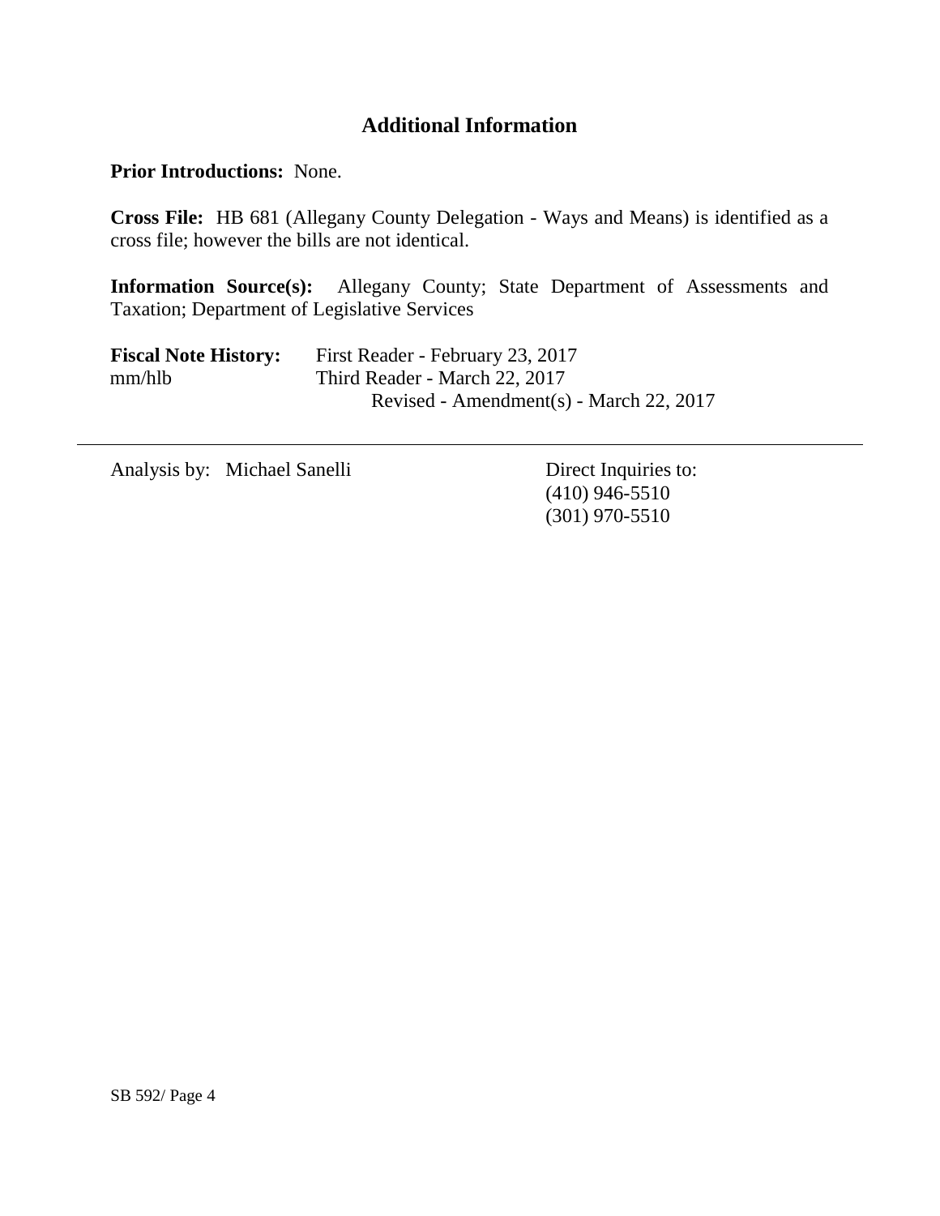## Additional Information

**Prior Introductions:** None.

**Cross File:** HB 681 (Allegany County Delegation - Ways and Means) is identified as a cross file; however the bills are not identical.

**Information Source(s):** Allegany County; State Department of Assessments and Taxation; Department of Legislative Services

**Fiscal Note History:** First Reader - February 23, 2017
mm/hlb Third Reader - March 22, 2017
Revised - Amendment(s) - March 22, 2017

---

Analysis by: Michael Sanelli

Direct Inquiries to:
(410) 946-5510
(301) 970-5510